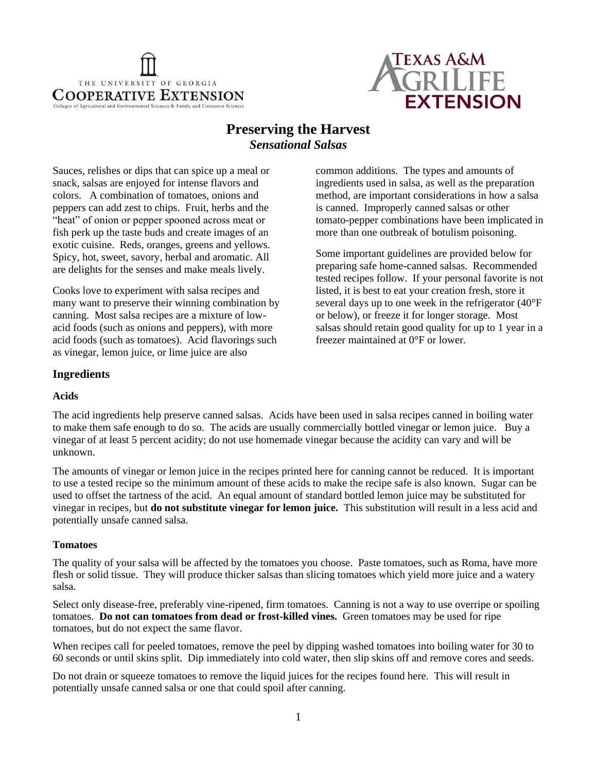THE UNIVERSITY OF GEORGIA
COOPERATIVE EXTENSION
Colleges of Agricultural and Environmental Sciences & Family and Consumer Sciences

TEXAS A&M AGRILIFE EXTENSION

# Preserving the Harvest

## *Sensational Salsas*

Sauces, relishes or dips that can spice up a meal or snack, salsas are enjoyed for intense flavors and colors. A combination of tomatoes, onions and peppers can add zest to chips. Fruit, herbs and the "heat" of onion or pepper spooned across meat or fish perk up the taste buds and create images of an exotic cuisine. Reds, oranges, greens and yellows. Spicy, hot, sweet, savory, herbal and aromatic. All are delights for the senses and make meals lively.

Cooks love to experiment with salsa recipes and many want to preserve their winning combination by canning. Most salsa recipes are a mixture of low-acid foods (such as onions and peppers), with more acid foods (such as tomatoes). Acid flavorings such as vinegar, lemon juice, or lime juice are also common additions. The types and amounts of ingredients used in salsa, as well as the preparation method, are important considerations in how a salsa is canned. Improperly canned salsas or other tomato-pepper combinations have been implicated in more than one outbreak of botulism poisoning.

Some important guidelines are provided below for preparing safe home-canned salsas. Recommended tested recipes follow. If your personal favorite is not listed, it is best to eat your creation fresh, store it several days up to one week in the refrigerator (40°F or below), or freeze it for longer storage. Most salsas should retain good quality for up to 1 year in a freezer maintained at 0°F or lower.

### Ingredients

#### Acids

The acid ingredients help preserve canned salsas. Acids have been used in salsa recipes canned in boiling water to make them safe enough to do so. The acids are usually commercially bottled vinegar or lemon juice. Buy a vinegar of at least 5 percent acidity; do not use homemade vinegar because the acidity can vary and will be unknown.

The amounts of vinegar or lemon juice in the recipes printed here for canning cannot be reduced. It is important to use a tested recipe so the minimum amount of these acids to make the recipe safe is also known. Sugar can be used to offset the tartness of the acid. An equal amount of standard bottled lemon juice may be substituted for vinegar in recipes, but **do not substitute vinegar for lemon juice.** This substitution will result in a less acid and potentially unsafe canned salsa.

#### Tomatoes

The quality of your salsa will be affected by the tomatoes you choose. Paste tomatoes, such as Roma, have more flesh or solid tissue. They will produce thicker salsas than slicing tomatoes which yield more juice and a watery salsa.

Select only disease-free, preferably vine-ripened, firm tomatoes. Canning is not a way to use overripe or spoiling tomatoes. **Do not can tomatoes from dead or frost-killed vines.** Green tomatoes may be used for ripe tomatoes, but do not expect the same flavor.

When recipes call for peeled tomatoes, remove the peel by dipping washed tomatoes into boiling water for 30 to 60 seconds or until skins split. Dip immediately into cold water, then slip skins off and remove cores and seeds.

Do not drain or squeeze tomatoes to remove the liquid juices for the recipes found here. This will result in potentially unsafe canned salsa or one that could spoil after canning.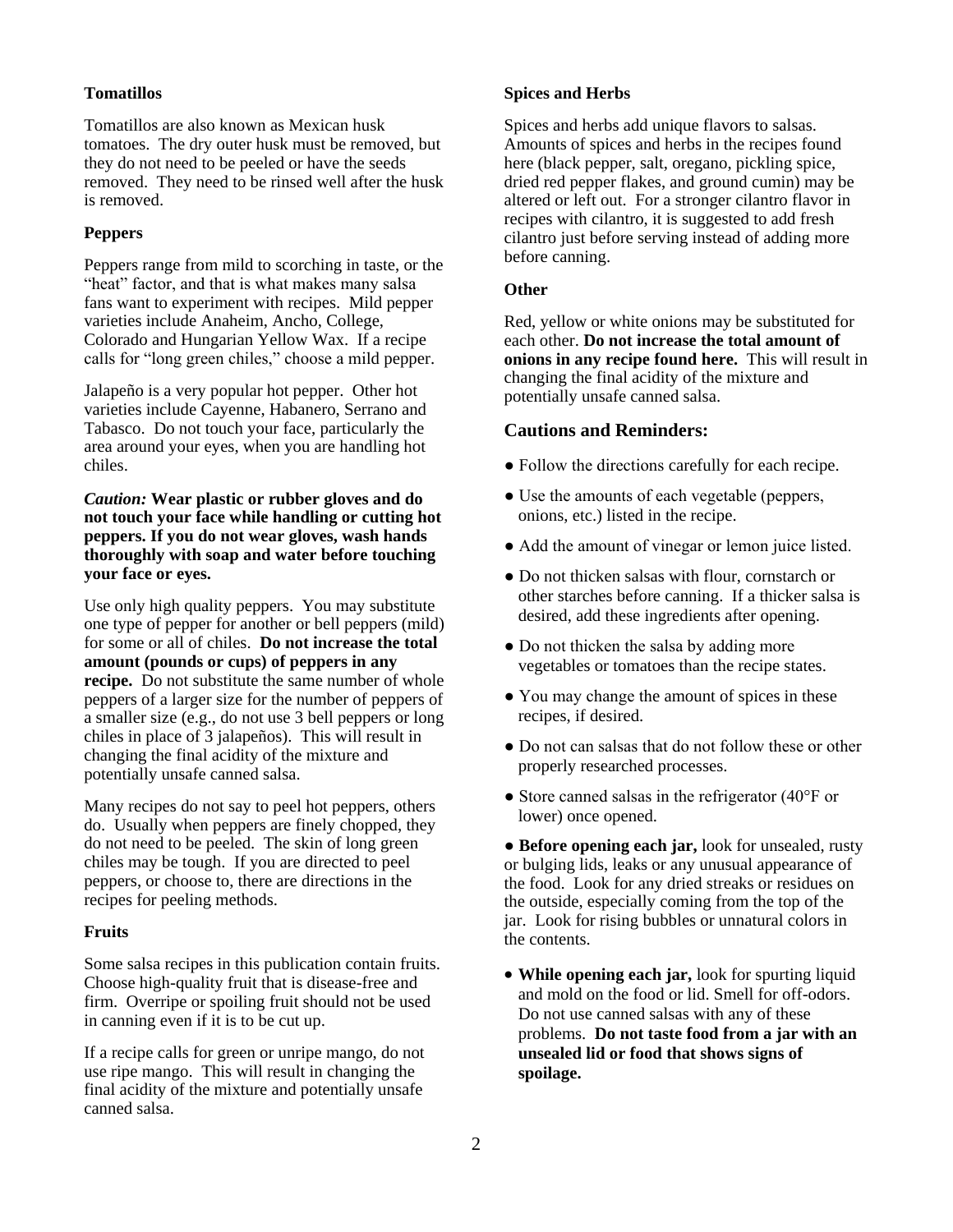### Tomatillos

Tomatillos are also known as Mexican husk tomatoes. The dry outer husk must be removed, but they do not need to be peeled or have the seeds removed. They need to be rinsed well after the husk is removed.

### Peppers

Peppers range from mild to scorching in taste, or the "heat" factor, and that is what makes many salsa fans want to experiment with recipes. Mild pepper varieties include Anaheim, Ancho, College, Colorado and Hungarian Yellow Wax. If a recipe calls for "long green chiles," choose a mild pepper.

Jalapeño is a very popular hot pepper. Other hot varieties include Cayenne, Habanero, Serrano and Tabasco. Do not touch your face, particularly the area around your eyes, when you are handling hot chiles.

***Caution:* Wear plastic or rubber gloves and do not touch your face while handling or cutting hot peppers. If you do not wear gloves, wash hands thoroughly with soap and water before touching your face or eyes.**

Use only high quality peppers. You may substitute one type of pepper for another or bell peppers (mild) for some or all of chiles. **Do not increase the total amount (pounds or cups) of peppers in any recipe.** Do not substitute the same number of whole peppers of a larger size for the number of peppers of a smaller size (e.g., do not use 3 bell peppers or long chiles in place of 3 jalapeños). This will result in changing the final acidity of the mixture and potentially unsafe canned salsa.

Many recipes do not say to peel hot peppers, others do. Usually when peppers are finely chopped, they do not need to be peeled. The skin of long green chiles may be tough. If you are directed to peel peppers, or choose to, there are directions in the recipes for peeling methods.

### Fruits

Some salsa recipes in this publication contain fruits. Choose high-quality fruit that is disease-free and firm. Overripe or spoiling fruit should not be used in canning even if it is to be cut up.

If a recipe calls for green or unripe mango, do not use ripe mango. This will result in changing the final acidity of the mixture and potentially unsafe canned salsa.

### Spices and Herbs

Spices and herbs add unique flavors to salsas. Amounts of spices and herbs in the recipes found here (black pepper, salt, oregano, pickling spice, dried red pepper flakes, and ground cumin) may be altered or left out. For a stronger cilantro flavor in recipes with cilantro, it is suggested to add fresh cilantro just before serving instead of adding more before canning.

### Other

Red, yellow or white onions may be substituted for each other. **Do not increase the total amount of onions in any recipe found here.** This will result in changing the final acidity of the mixture and potentially unsafe canned salsa.

## Cautions and Reminders:

- Follow the directions carefully for each recipe.
- Use the amounts of each vegetable (peppers, onions, etc.) listed in the recipe.
- Add the amount of vinegar or lemon juice listed.
- Do not thicken salsas with flour, cornstarch or other starches before canning. If a thicker salsa is desired, add these ingredients after opening.
- Do not thicken the salsa by adding more vegetables or tomatoes than the recipe states.
- You may change the amount of spices in these recipes, if desired.
- Do not can salsas that do not follow these or other properly researched processes.
- Store canned salsas in the refrigerator (40°F or lower) once opened.
- **Before opening each jar,** look for unsealed, rusty or bulging lids, leaks or any unusual appearance of the food. Look for any dried streaks or residues on the outside, especially coming from the top of the jar. Look for rising bubbles or unnatural colors in the contents.
- **While opening each jar,** look for spurting liquid and mold on the food or lid. Smell for off-odors. Do not use canned salsas with any of these problems. **Do not taste food from a jar with an unsealed lid or food that shows signs of spoilage.**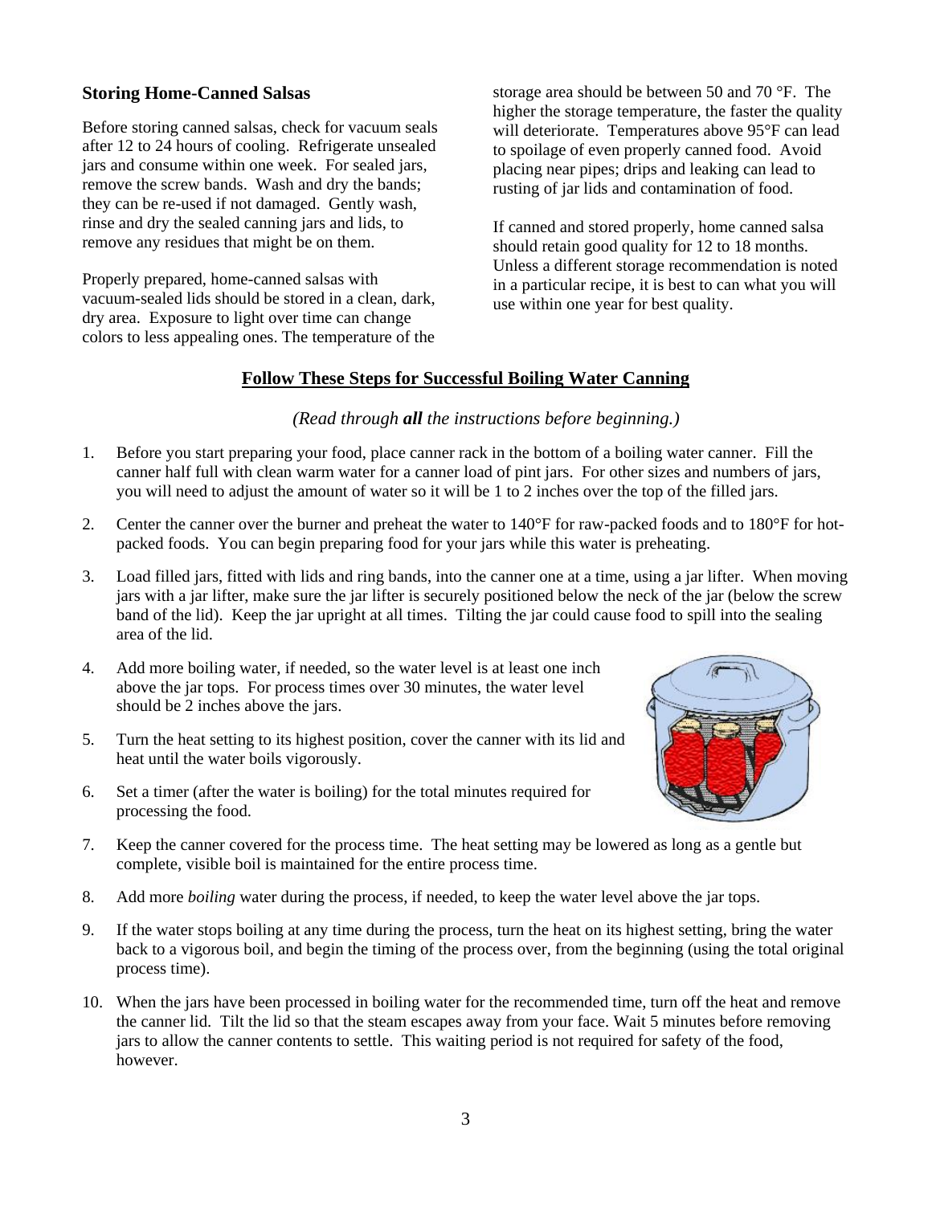### Storing Home-Canned Salsas

Before storing canned salsas, check for vacuum seals after 12 to 24 hours of cooling. Refrigerate unsealed jars and consume within one week. For sealed jars, remove the screw bands. Wash and dry the bands; they can be re-used if not damaged. Gently wash, rinse and dry the sealed canning jars and lids, to remove any residues that might be on them.

Properly prepared, home-canned salsas with vacuum-sealed lids should be stored in a clean, dark, dry area. Exposure to light over time can change colors to less appealing ones. The temperature of the storage area should be between 50 and 70 °F. The higher the storage temperature, the faster the quality will deteriorate. Temperatures above 95°F can lead to spoilage of even properly canned food. Avoid placing near pipes; drips and leaking can lead to rusting of jar lids and contamination of food.

If canned and stored properly, home canned salsa should retain good quality for 12 to 18 months. Unless a different storage recommendation is noted in a particular recipe, it is best to can what you will use within one year for best quality.

## Follow These Steps for Successful Boiling Water Canning

*(Read through* ***all*** *the instructions before beginning.)*

1. Before you start preparing your food, place canner rack in the bottom of a boiling water canner. Fill the canner half full with clean warm water for a canner load of pint jars. For other sizes and numbers of jars, you will need to adjust the amount of water so it will be 1 to 2 inches over the top of the filled jars.

2. Center the canner over the burner and preheat the water to 140°F for raw-packed foods and to 180°F for hot-packed foods. You can begin preparing food for your jars while this water is preheating.

3. Load filled jars, fitted with lids and ring bands, into the canner one at a time, using a jar lifter. When moving jars with a jar lifter, make sure the jar lifter is securely positioned below the neck of the jar (below the screw band of the lid). Keep the jar upright at all times. Tilting the jar could cause food to spill into the sealing area of the lid.

4. Add more boiling water, if needed, so the water level is at least one inch above the jar tops. For process times over 30 minutes, the water level should be 2 inches above the jars.

5. Turn the heat setting to its highest position, cover the canner with its lid and heat until the water boils vigorously.

6. Set a timer (after the water is boiling) for the total minutes required for processing the food.

7. Keep the canner covered for the process time. The heat setting may be lowered as long as a gentle but complete, visible boil is maintained for the entire process time.

8. Add more *boiling* water during the process, if needed, to keep the water level above the jar tops.

9. If the water stops boiling at any time during the process, turn the heat on its highest setting, bring the water back to a vigorous boil, and begin the timing of the process over, from the beginning (using the total original process time).

10. When the jars have been processed in boiling water for the recommended time, turn off the heat and remove the canner lid. Tilt the lid so that the steam escapes away from your face. Wait 5 minutes before removing jars to allow the canner contents to settle. This waiting period is not required for safety of the food, however.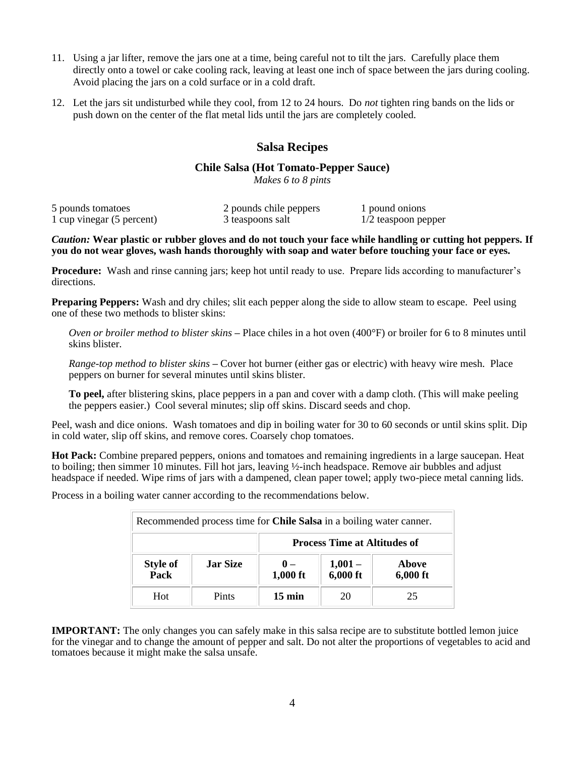11. Using a jar lifter, remove the jars one at a time, being careful not to tilt the jars. Carefully place them directly onto a towel or cake cooling rack, leaving at least one inch of space between the jars during cooling. Avoid placing the jars on a cold surface or in a cold draft.

12. Let the jars sit undisturbed while they cool, from 12 to 24 hours. Do *not* tighten ring bands on the lids or push down on the center of the flat metal lids until the jars are completely cooled.

## Salsa Recipes

### Chile Salsa (Hot Tomato-Pepper Sauce)

*Makes 6 to 8 pints*

| | | |
|---|---|---|
| 5 pounds tomatoes | 2 pounds chile peppers | 1 pound onions |
| 1 cup vinegar (5 percent) | 3 teaspoons salt | 1/2 teaspoon pepper |

***Caution:*** **Wear plastic or rubber gloves and do not touch your face while handling or cutting hot peppers. If you do not wear gloves, wash hands thoroughly with soap and water before touching your face or eyes.**

**Procedure:** Wash and rinse canning jars; keep hot until ready to use. Prepare lids according to manufacturer's directions.

**Preparing Peppers:** Wash and dry chiles; slit each pepper along the side to allow steam to escape. Peel using one of these two methods to blister skins:

*Oven or broiler method to blister skins* – Place chiles in a hot oven (400°F) or broiler for 6 to 8 minutes until skins blister.

*Range-top method to blister skins* – Cover hot burner (either gas or electric) with heavy wire mesh. Place peppers on burner for several minutes until skins blister.

**To peel,** after blistering skins, place peppers in a pan and cover with a damp cloth. (This will make peeling the peppers easier.) Cool several minutes; slip off skins. Discard seeds and chop.

Peel, wash and dice onions. Wash tomatoes and dip in boiling water for 30 to 60 seconds or until skins split. Dip in cold water, slip off skins, and remove cores. Coarsely chop tomatoes.

**Hot Pack:** Combine prepared peppers, onions and tomatoes and remaining ingredients in a large saucepan. Heat to boiling; then simmer 10 minutes. Fill hot jars, leaving ½-inch headspace. Remove air bubbles and adjust headspace if needed. Wipe rims of jars with a dampened, clean paper towel; apply two-piece metal canning lids.

Process in a boiling water canner according to the recommendations below.

| Recommended process time for **Chile Salsa** in a boiling water canner. | | | | |
|---|---|---|---|---|
| | | **Process Time at Altitudes of** | | |
| **Style of Pack** | **Jar Size** | **0 – 1,000 ft** | **1,001 – 6,000 ft** | **Above 6,000 ft** |
| Hot | Pints | **15 min** | 20 | 25 |

**IMPORTANT:** The only changes you can safely make in this salsa recipe are to substitute bottled lemon juice for the vinegar and to change the amount of pepper and salt. Do not alter the proportions of vegetables to acid and tomatoes because it might make the salsa unsafe.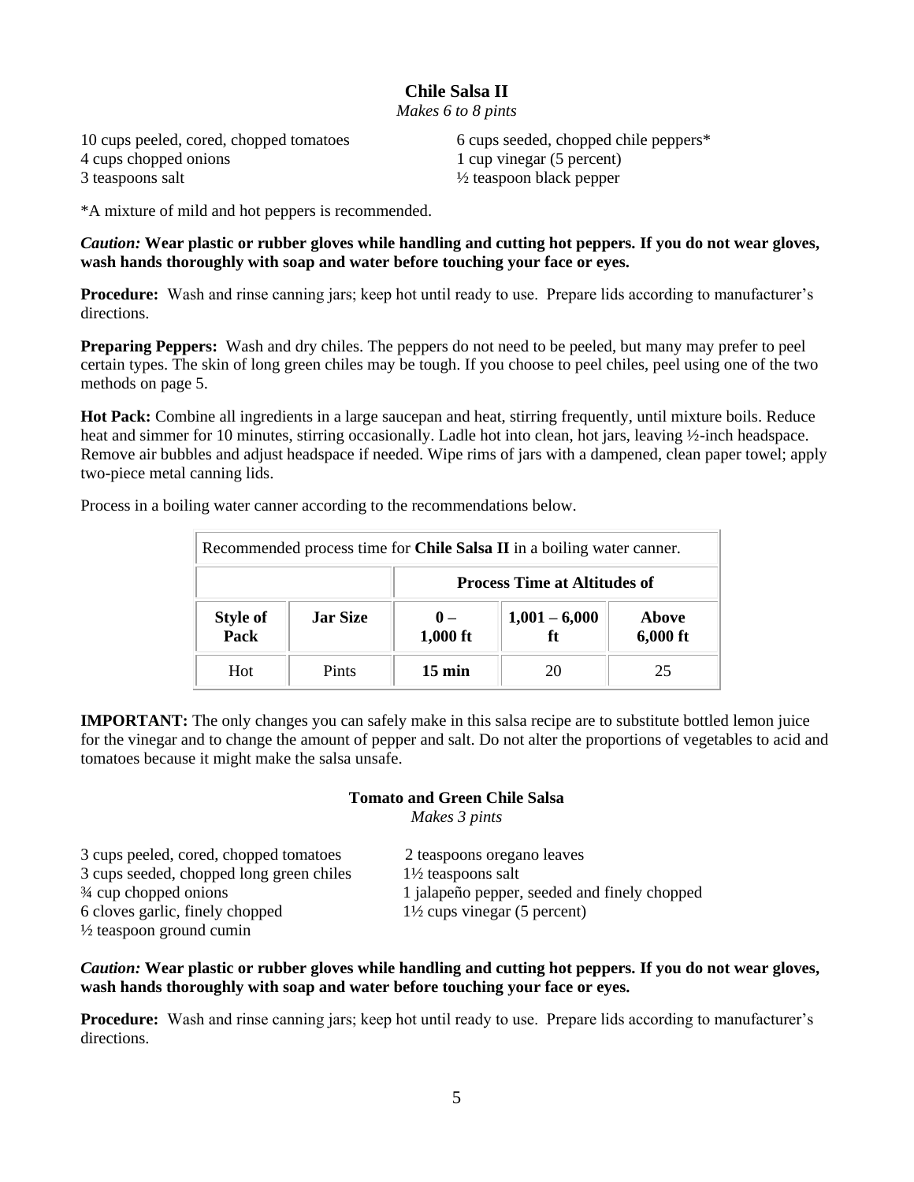## Chile Salsa II

*Makes 6 to 8 pints*

10 cups peeled, cored, chopped tomatoes
4 cups chopped onions
3 teaspoons salt
6 cups seeded, chopped chile peppers*
1 cup vinegar (5 percent)
½ teaspoon black pepper

*A mixture of mild and hot peppers is recommended.

***Caution:*** **Wear plastic or rubber gloves while handling and cutting hot peppers. If you do not wear gloves, wash hands thoroughly with soap and water before touching your face or eyes.**

**Procedure:** Wash and rinse canning jars; keep hot until ready to use. Prepare lids according to manufacturer's directions.

**Preparing Peppers:** Wash and dry chiles. The peppers do not need to be peeled, but many may prefer to peel certain types. The skin of long green chiles may be tough. If you choose to peel chiles, peel using one of the two methods on page 5.

**Hot Pack:** Combine all ingredients in a large saucepan and heat, stirring frequently, until mixture boils. Reduce heat and simmer for 10 minutes, stirring occasionally. Ladle hot into clean, hot jars, leaving ½-inch headspace. Remove air bubbles and adjust headspace if needed. Wipe rims of jars with a dampened, clean paper towel; apply two-piece metal canning lids.

Process in a boiling water canner according to the recommendations below.

| Recommended process time for **Chile Salsa II** in a boiling water canner. | | | | |
|---|---|---|---|---|
| | | **Process Time at Altitudes of** | | |
| **Style of Pack** | **Jar Size** | **0 – 1,000 ft** | **1,001 – 6,000 ft** | **Above 6,000 ft** |
| Hot | Pints | **15 min** | 20 | 25 |

**IMPORTANT:** The only changes you can safely make in this salsa recipe are to substitute bottled lemon juice for the vinegar and to change the amount of pepper and salt. Do not alter the proportions of vegetables to acid and tomatoes because it might make the salsa unsafe.

## Tomato and Green Chile Salsa

*Makes 3 pints*

3 cups peeled, cored, chopped tomatoes
3 cups seeded, chopped long green chiles
¾ cup chopped onions
6 cloves garlic, finely chopped
½ teaspoon ground cumin
2 teaspoons oregano leaves
1½ teaspoons salt
1 jalapeño pepper, seeded and finely chopped
1½ cups vinegar (5 percent)

***Caution:*** **Wear plastic or rubber gloves while handling and cutting hot peppers. If you do not wear gloves, wash hands thoroughly with soap and water before touching your face or eyes.**

**Procedure:** Wash and rinse canning jars; keep hot until ready to use. Prepare lids according to manufacturer's directions.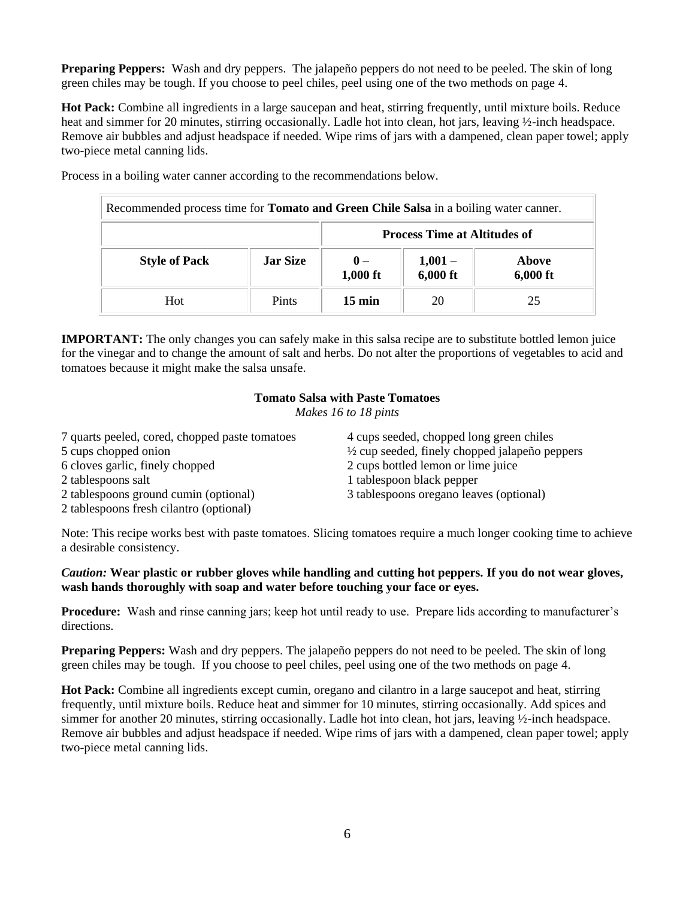**Preparing Peppers:** Wash and dry peppers. The jalapeño peppers do not need to be peeled. The skin of long green chiles may be tough. If you choose to peel chiles, peel using one of the two methods on page 4.

**Hot Pack:** Combine all ingredients in a large saucepan and heat, stirring frequently, until mixture boils. Reduce heat and simmer for 20 minutes, stirring occasionally. Ladle hot into clean, hot jars, leaving ½-inch headspace. Remove air bubbles and adjust headspace if needed. Wipe rims of jars with a dampened, clean paper towel; apply two-piece metal canning lids.

Process in a boiling water canner according to the recommendations below.

| Recommended process time for **Tomato and Green Chile Salsa** in a boiling water canner. | | | | |
|---|---|---|---|---|
| | | **Process Time at Altitudes of** | | |
| **Style of Pack** | **Jar Size** | **0 – 1,000 ft** | **1,001 – 6,000 ft** | **Above 6,000 ft** |
| Hot | Pints | **15 min** | 20 | 25 |

**IMPORTANT:** The only changes you can safely make in this salsa recipe are to substitute bottled lemon juice for the vinegar and to change the amount of salt and herbs. Do not alter the proportions of vegetables to acid and tomatoes because it might make the salsa unsafe.

### Tomato Salsa with Paste Tomatoes

*Makes 16 to 18 pints*

- 7 quarts peeled, cored, chopped paste tomatoes
- 5 cups chopped onion
- 6 cloves garlic, finely chopped
- 2 tablespoons salt
- 2 tablespoons ground cumin (optional)
- 2 tablespoons fresh cilantro (optional)
- 4 cups seeded, chopped long green chiles
- ½ cup seeded, finely chopped jalapeño peppers
- 2 cups bottled lemon or lime juice
- 1 tablespoon black pepper
- 3 tablespoons oregano leaves (optional)

Note: This recipe works best with paste tomatoes. Slicing tomatoes require a much longer cooking time to achieve a desirable consistency.

***Caution:*** **Wear plastic or rubber gloves while handling and cutting hot peppers. If you do not wear gloves, wash hands thoroughly with soap and water before touching your face or eyes.**

**Procedure:** Wash and rinse canning jars; keep hot until ready to use. Prepare lids according to manufacturer's directions.

**Preparing Peppers:** Wash and dry peppers. The jalapeño peppers do not need to be peeled. The skin of long green chiles may be tough. If you choose to peel chiles, peel using one of the two methods on page 4.

**Hot Pack:** Combine all ingredients except cumin, oregano and cilantro in a large saucepot and heat, stirring frequently, until mixture boils. Reduce heat and simmer for 10 minutes, stirring occasionally. Add spices and simmer for another 20 minutes, stirring occasionally. Ladle hot into clean, hot jars, leaving ½-inch headspace. Remove air bubbles and adjust headspace if needed. Wipe rims of jars with a dampened, clean paper towel; apply two-piece metal canning lids.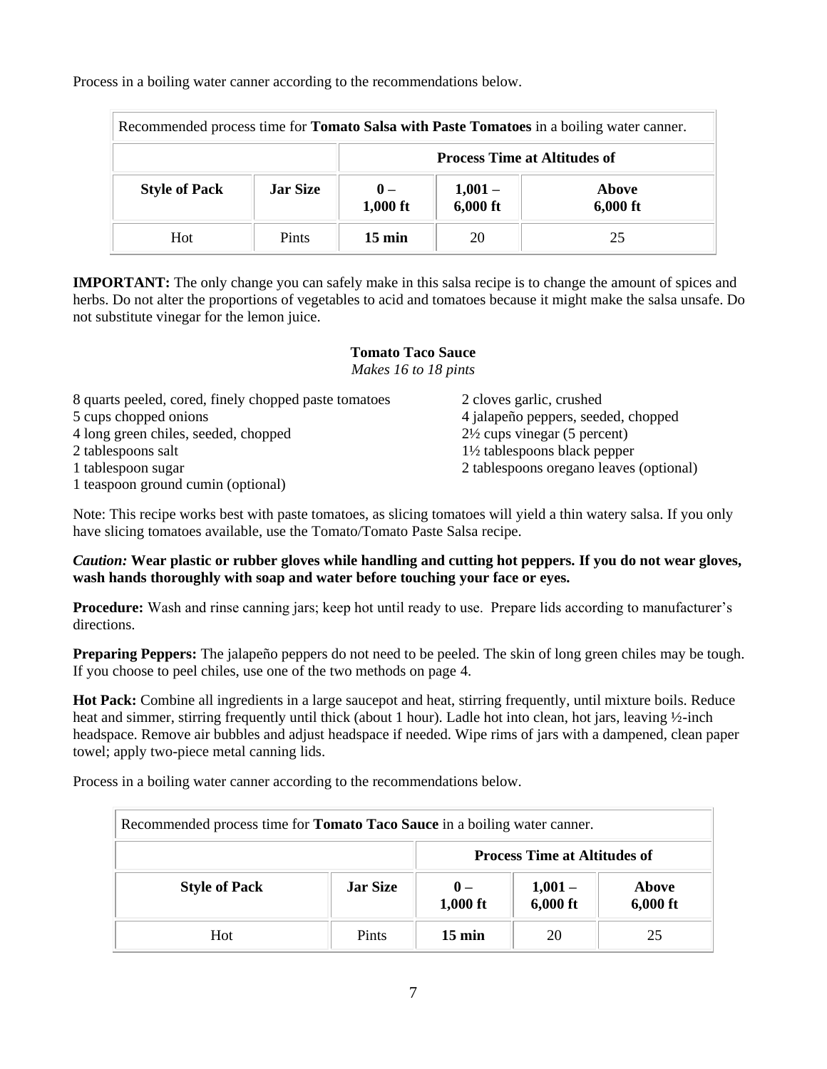Process in a boiling water canner according to the recommendations below.

| Recommended process time for **Tomato Salsa with Paste Tomatoes** in a boiling water canner. | | | | |
|---|---|---|---|---|
| | | **Process Time at Altitudes of** | | |
| **Style of Pack** | **Jar Size** | **0 – 1,000 ft** | **1,001 – 6,000 ft** | **Above 6,000 ft** |
| Hot | Pints | **15 min** | 20 | 25 |

**IMPORTANT:** The only change you can safely make in this salsa recipe is to change the amount of spices and herbs. Do not alter the proportions of vegetables to acid and tomatoes because it might make the salsa unsafe. Do not substitute vinegar for the lemon juice.

## Tomato Taco Sauce

*Makes 16 to 18 pints*

- 8 quarts peeled, cored, finely chopped paste tomatoes
- 5 cups chopped onions
- 4 long green chiles, seeded, chopped
- 2 tablespoons salt
- 1 tablespoon sugar
- 1 teaspoon ground cumin (optional)
- 2 cloves garlic, crushed
- 4 jalapeño peppers, seeded, chopped
- 2½ cups vinegar (5 percent)
- 1½ tablespoons black pepper
- 2 tablespoons oregano leaves (optional)

Note: This recipe works best with paste tomatoes, as slicing tomatoes will yield a thin watery salsa. If you only have slicing tomatoes available, use the Tomato/Tomato Paste Salsa recipe.

***Caution:*** **Wear plastic or rubber gloves while handling and cutting hot peppers. If you do not wear gloves, wash hands thoroughly with soap and water before touching your face or eyes.**

**Procedure:** Wash and rinse canning jars; keep hot until ready to use. Prepare lids according to manufacturer's directions.

**Preparing Peppers:** The jalapeño peppers do not need to be peeled. The skin of long green chiles may be tough. If you choose to peel chiles, use one of the two methods on page 4.

**Hot Pack:** Combine all ingredients in a large saucepot and heat, stirring frequently, until mixture boils. Reduce heat and simmer, stirring frequently until thick (about 1 hour). Ladle hot into clean, hot jars, leaving ½-inch headspace. Remove air bubbles and adjust headspace if needed. Wipe rims of jars with a dampened, clean paper towel; apply two-piece metal canning lids.

Process in a boiling water canner according to the recommendations below.

| Recommended process time for **Tomato Taco Sauce** in a boiling water canner. | | | | |
|---|---|---|---|---|
| | | **Process Time at Altitudes of** | | |
| **Style of Pack** | **Jar Size** | **0 – 1,000 ft** | **1,001 – 6,000 ft** | **Above 6,000 ft** |
| Hot | Pints | **15 min** | 20 | 25 |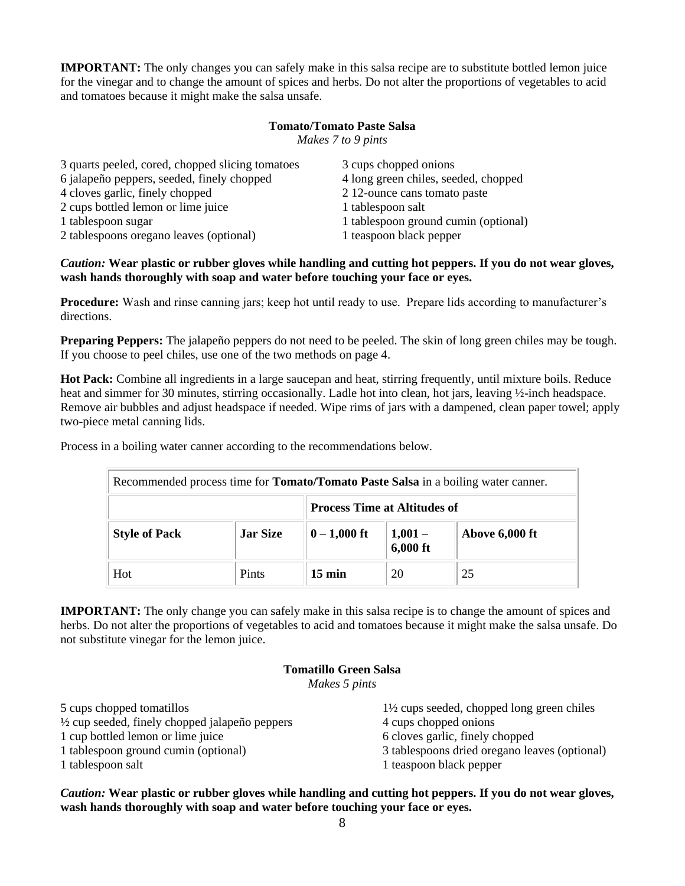**IMPORTANT:** The only changes you can safely make in this salsa recipe are to substitute bottled lemon juice for the vinegar and to change the amount of spices and herbs. Do not alter the proportions of vegetables to acid and tomatoes because it might make the salsa unsafe.

### Tomato/Tomato Paste Salsa

*Makes 7 to 9 pints*

- 3 quarts peeled, cored, chopped slicing tomatoes
- 6 jalapeño peppers, seeded, finely chopped
- 4 cloves garlic, finely chopped
- 2 cups bottled lemon or lime juice
- 1 tablespoon sugar
- 2 tablespoons oregano leaves (optional)
- 3 cups chopped onions
- 4 long green chiles, seeded, chopped
- 2 12-ounce cans tomato paste
- 1 tablespoon salt
- 1 tablespoon ground cumin (optional)
- 1 teaspoon black pepper

***Caution:* Wear plastic or rubber gloves while handling and cutting hot peppers. If you do not wear gloves, wash hands thoroughly with soap and water before touching your face or eyes.**

**Procedure:** Wash and rinse canning jars; keep hot until ready to use. Prepare lids according to manufacturer's directions.

**Preparing Peppers:** The jalapeño peppers do not need to be peeled. The skin of long green chiles may be tough. If you choose to peel chiles, use one of the two methods on page 4.

**Hot Pack:** Combine all ingredients in a large saucepan and heat, stirring frequently, until mixture boils. Reduce heat and simmer for 30 minutes, stirring occasionally. Ladle hot into clean, hot jars, leaving ½-inch headspace. Remove air bubbles and adjust headspace if needed. Wipe rims of jars with a dampened, clean paper towel; apply two-piece metal canning lids.

Process in a boiling water canner according to the recommendations below.

| Recommended process time for **Tomato/Tomato Paste Salsa** in a boiling water canner. | | | | |
|---|---|---|---|---|
| | | **Process Time at Altitudes of** | | |
| **Style of Pack** | **Jar Size** | **0 – 1,000 ft** | **1,001 – 6,000 ft** | **Above 6,000 ft** |
| Hot | Pints | **15 min** | 20 | 25 |

**IMPORTANT:** The only change you can safely make in this salsa recipe is to change the amount of spices and herbs. Do not alter the proportions of vegetables to acid and tomatoes because it might make the salsa unsafe. Do not substitute vinegar for the lemon juice.

### Tomatillo Green Salsa

*Makes 5 pints*

- 5 cups chopped tomatillos
- ½ cup seeded, finely chopped jalapeño peppers
- 1 cup bottled lemon or lime juice
- 1 tablespoon ground cumin (optional)
- 1 tablespoon salt
- 1½ cups seeded, chopped long green chiles
- 4 cups chopped onions
- 6 cloves garlic, finely chopped
- 3 tablespoons dried oregano leaves (optional)
- 1 teaspoon black pepper

***Caution:* Wear plastic or rubber gloves while handling and cutting hot peppers. If you do not wear gloves, wash hands thoroughly with soap and water before touching your face or eyes.**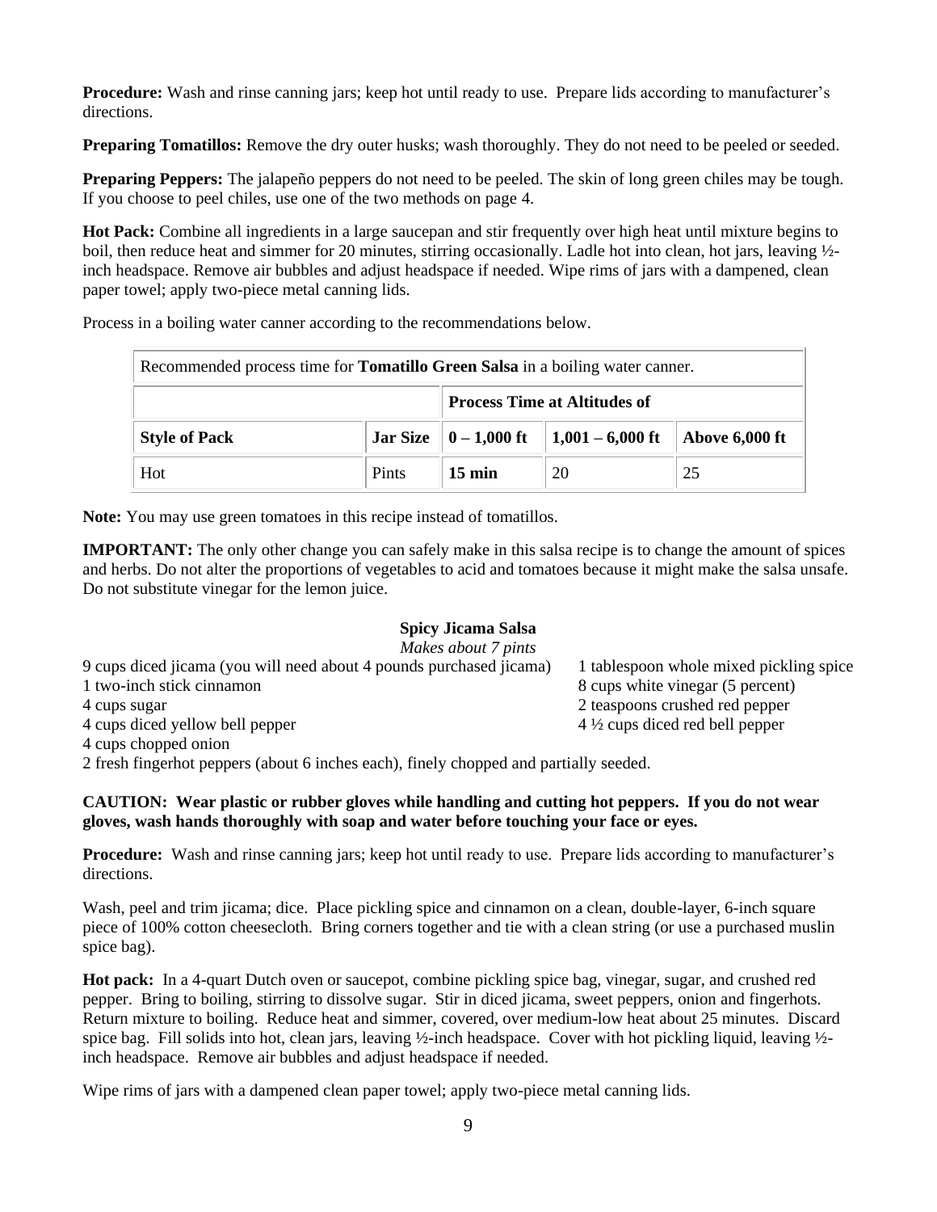**Procedure:** Wash and rinse canning jars; keep hot until ready to use. Prepare lids according to manufacturer's directions.

**Preparing Tomatillos:** Remove the dry outer husks; wash thoroughly. They do not need to be peeled or seeded.

**Preparing Peppers:** The jalapeño peppers do not need to be peeled. The skin of long green chiles may be tough. If you choose to peel chiles, use one of the two methods on page 4.

**Hot Pack:** Combine all ingredients in a large saucepan and stir frequently over high heat until mixture begins to boil, then reduce heat and simmer for 20 minutes, stirring occasionally. Ladle hot into clean, hot jars, leaving ½-inch headspace. Remove air bubbles and adjust headspace if needed. Wipe rims of jars with a dampened, clean paper towel; apply two-piece metal canning lids.

Process in a boiling water canner according to the recommendations below.

| Recommended process time for **Tomatillo Green Salsa** in a boiling water canner. | | | | |
|---|---|---|---|---|
| | | **Process Time at Altitudes of** | | |
| **Style of Pack** | **Jar Size** | **0 – 1,000 ft** | **1,001 – 6,000 ft** | **Above 6,000 ft** |
| Hot | Pints | **15 min** | 20 | 25 |

**Note:** You may use green tomatoes in this recipe instead of tomatillos.

**IMPORTANT:** The only other change you can safely make in this salsa recipe is to change the amount of spices and herbs. Do not alter the proportions of vegetables to acid and tomatoes because it might make the salsa unsafe. Do not substitute vinegar for the lemon juice.

### Spicy Jicama Salsa

*Makes about 7 pints*

- 9 cups diced jicama (you will need about 4 pounds purchased jicama)
- 1 two-inch stick cinnamon
- 4 cups sugar
- 4 cups diced yellow bell pepper
- 4 cups chopped onion
- 2 fresh fingerhot peppers (about 6 inches each), finely chopped and partially seeded.
- 1 tablespoon whole mixed pickling spice
- 8 cups white vinegar (5 percent)
- 2 teaspoons crushed red pepper
- 4 ½ cups diced red bell pepper

**CAUTION: Wear plastic or rubber gloves while handling and cutting hot peppers. If you do not wear gloves, wash hands thoroughly with soap and water before touching your face or eyes.**

**Procedure:** Wash and rinse canning jars; keep hot until ready to use. Prepare lids according to manufacturer's directions.

Wash, peel and trim jicama; dice. Place pickling spice and cinnamon on a clean, double-layer, 6-inch square piece of 100% cotton cheesecloth. Bring corners together and tie with a clean string (or use a purchased muslin spice bag).

**Hot pack:** In a 4-quart Dutch oven or saucepot, combine pickling spice bag, vinegar, sugar, and crushed red pepper. Bring to boiling, stirring to dissolve sugar. Stir in diced jicama, sweet peppers, onion and fingerhots. Return mixture to boiling. Reduce heat and simmer, covered, over medium-low heat about 25 minutes. Discard spice bag. Fill solids into hot, clean jars, leaving ½-inch headspace. Cover with hot pickling liquid, leaving ½-inch headspace. Remove air bubbles and adjust headspace if needed.

Wipe rims of jars with a dampened clean paper towel; apply two-piece metal canning lids.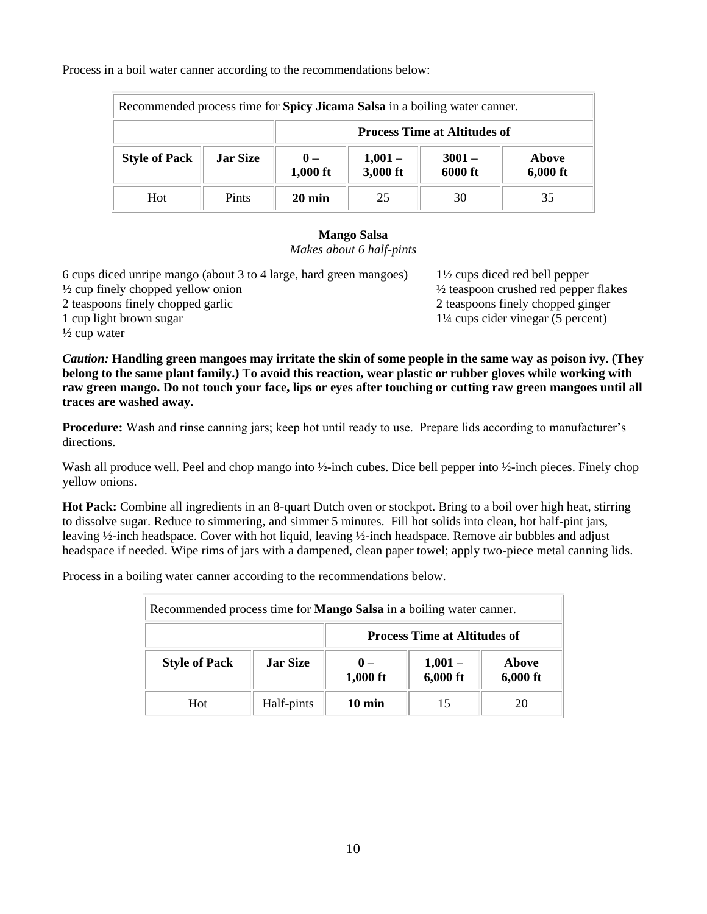Process in a boil water canner according to the recommendations below:

| Recommended process time for **Spicy Jicama Salsa** in a boiling water canner. | | | | | |
|---|---|---|---|---|---|
| | | **Process Time at Altitudes of** | | | |
| **Style of Pack** | **Jar Size** | **0 – 1,000 ft** | **1,001 – 3,000 ft** | **3001 – 6000 ft** | **Above 6,000 ft** |
| Hot | Pints | **20 min** | 25 | 30 | 35 |

### Mango Salsa

*Makes about 6 half-pints*

6 cups diced unripe mango (about 3 to 4 large, hard green mangoes)
½ cup finely chopped yellow onion
2 teaspoons finely chopped garlic
1 cup light brown sugar
½ cup water
1½ cups diced red bell pepper
½ teaspoon crushed red pepper flakes
2 teaspoons finely chopped ginger
1¼ cups cider vinegar (5 percent)

***Caution:*** **Handling green mangoes may irritate the skin of some people in the same way as poison ivy. (They belong to the same plant family.) To avoid this reaction, wear plastic or rubber gloves while working with raw green mango. Do not touch your face, lips or eyes after touching or cutting raw green mangoes until all traces are washed away.**

**Procedure:** Wash and rinse canning jars; keep hot until ready to use. Prepare lids according to manufacturer's directions.

Wash all produce well. Peel and chop mango into ½-inch cubes. Dice bell pepper into ½-inch pieces. Finely chop yellow onions.

**Hot Pack:** Combine all ingredients in an 8-quart Dutch oven or stockpot. Bring to a boil over high heat, stirring to dissolve sugar. Reduce to simmering, and simmer 5 minutes. Fill hot solids into clean, hot half-pint jars, leaving ½-inch headspace. Cover with hot liquid, leaving ½-inch headspace. Remove air bubbles and adjust headspace if needed. Wipe rims of jars with a dampened, clean paper towel; apply two-piece metal canning lids.

Process in a boiling water canner according to the recommendations below.

| Recommended process time for **Mango Salsa** in a boiling water canner. | | | | |
|---|---|---|---|---|
| | | **Process Time at Altitudes of** | | |
| **Style of Pack** | **Jar Size** | **0 – 1,000 ft** | **1,001 – 6,000 ft** | **Above 6,000 ft** |
| Hot | Half-pints | **10 min** | 15 | 20 |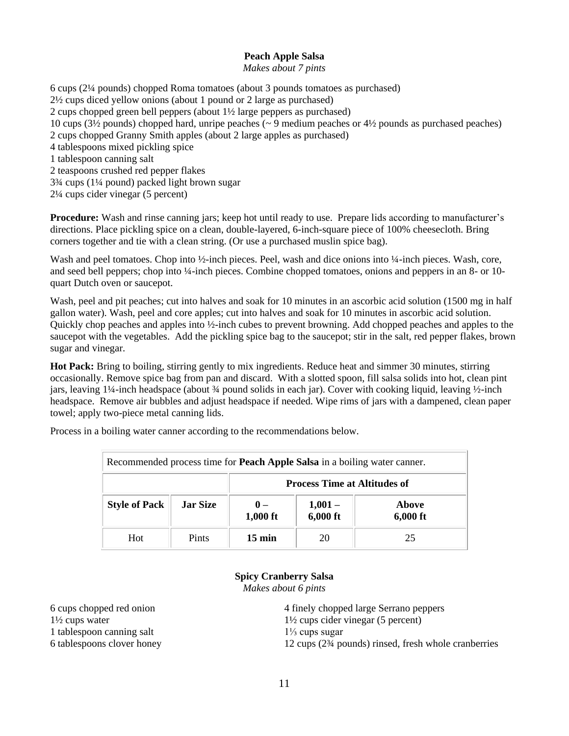## Peach Apple Salsa

*Makes about 7 pints*

6 cups (2¼ pounds) chopped Roma tomatoes (about 3 pounds tomatoes as purchased)
2½ cups diced yellow onions (about 1 pound or 2 large as purchased)
2 cups chopped green bell peppers (about 1½ large peppers as purchased)
10 cups (3½ pounds) chopped hard, unripe peaches (~ 9 medium peaches or 4½ pounds as purchased peaches)
2 cups chopped Granny Smith apples (about 2 large apples as purchased)
4 tablespoons mixed pickling spice
1 tablespoon canning salt
2 teaspoons crushed red pepper flakes
3¾ cups (1¼ pound) packed light brown sugar
2¼ cups cider vinegar (5 percent)

**Procedure:** Wash and rinse canning jars; keep hot until ready to use. Prepare lids according to manufacturer's directions. Place pickling spice on a clean, double-layered, 6-inch-square piece of 100% cheesecloth. Bring corners together and tie with a clean string. (Or use a purchased muslin spice bag).

Wash and peel tomatoes. Chop into ½-inch pieces. Peel, wash and dice onions into ¼-inch pieces. Wash, core, and seed bell peppers; chop into ¼-inch pieces. Combine chopped tomatoes, onions and peppers in an 8- or 10-quart Dutch oven or saucepot.

Wash, peel and pit peaches; cut into halves and soak for 10 minutes in an ascorbic acid solution (1500 mg in half gallon water). Wash, peel and core apples; cut into halves and soak for 10 minutes in ascorbic acid solution. Quickly chop peaches and apples into ½-inch cubes to prevent browning. Add chopped peaches and apples to the saucepot with the vegetables. Add the pickling spice bag to the saucepot; stir in the salt, red pepper flakes, brown sugar and vinegar.

**Hot Pack:** Bring to boiling, stirring gently to mix ingredients. Reduce heat and simmer 30 minutes, stirring occasionally. Remove spice bag from pan and discard. With a slotted spoon, fill salsa solids into hot, clean pint jars, leaving 1¼-inch headspace (about ¾ pound solids in each jar). Cover with cooking liquid, leaving ½-inch headspace. Remove air bubbles and adjust headspace if needed. Wipe rims of jars with a dampened, clean paper towel; apply two-piece metal canning lids.

Process in a boiling water canner according to the recommendations below.

| Recommended process time for **Peach Apple Salsa** in a boiling water canner. | | | | |
|---|---|---|---|---|
| | | **Process Time at Altitudes of** | | |
| **Style of Pack** | **Jar Size** | **0 – 1,000 ft** | **1,001 – 6,000 ft** | **Above 6,000 ft** |
| Hot | Pints | **15 min** | 20 | 25 |

## Spicy Cranberry Salsa

*Makes about 6 pints*

6 cups chopped red onion
1½ cups water
1 tablespoon canning salt
6 tablespoons clover honey
4 finely chopped large Serrano peppers
1½ cups cider vinegar (5 percent)
1⅓ cups sugar
12 cups (2¾ pounds) rinsed, fresh whole cranberries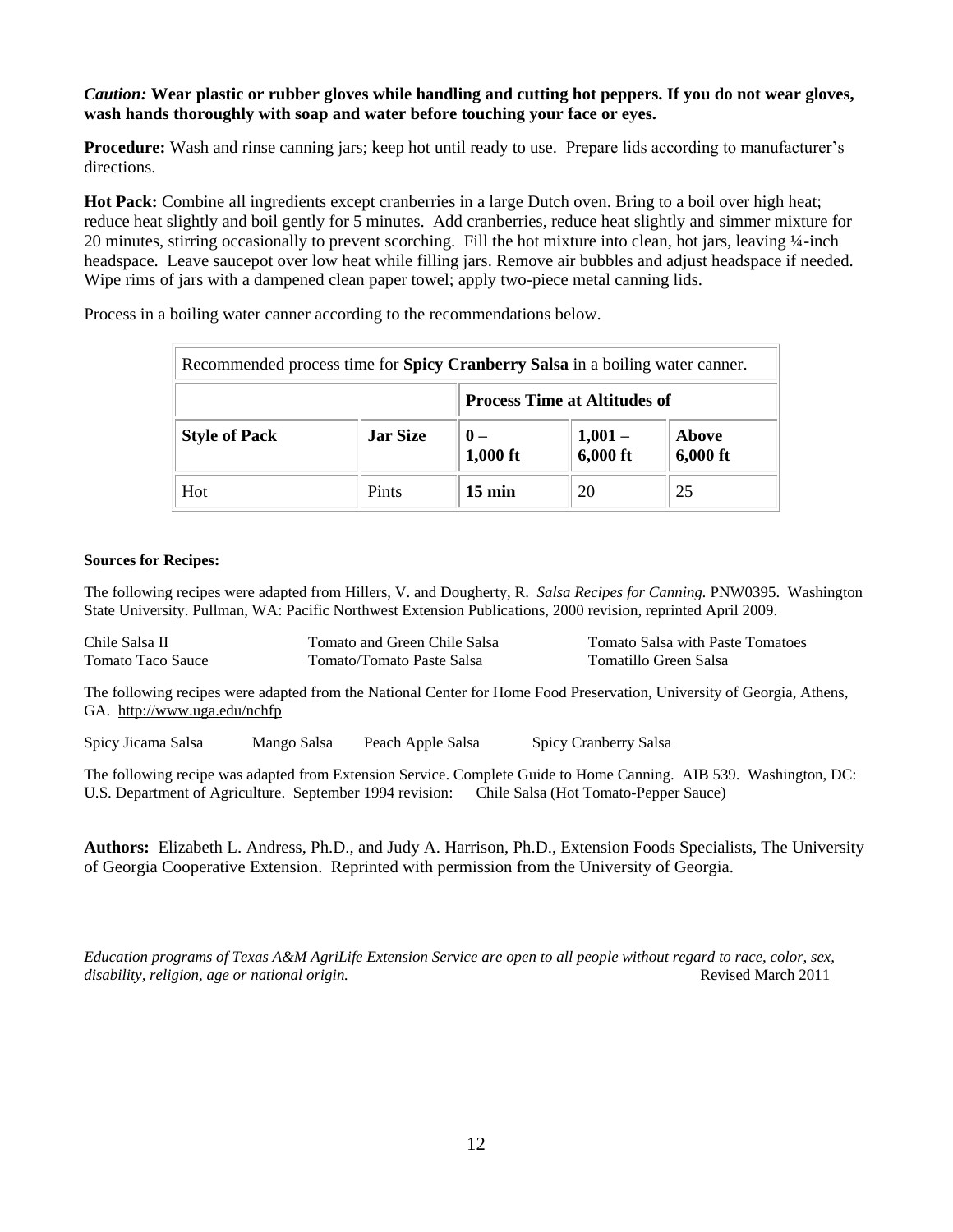*Caution:* **Wear plastic or rubber gloves while handling and cutting hot peppers. If you do not wear gloves, wash hands thoroughly with soap and water before touching your face or eyes.**

**Procedure:** Wash and rinse canning jars; keep hot until ready to use. Prepare lids according to manufacturer's directions.

**Hot Pack:** Combine all ingredients except cranberries in a large Dutch oven. Bring to a boil over high heat; reduce heat slightly and boil gently for 5 minutes. Add cranberries, reduce heat slightly and simmer mixture for 20 minutes, stirring occasionally to prevent scorching. Fill the hot mixture into clean, hot jars, leaving ¼-inch headspace. Leave saucepot over low heat while filling jars. Remove air bubbles and adjust headspace if needed. Wipe rims of jars with a dampened clean paper towel; apply two-piece metal canning lids.

Process in a boiling water canner according to the recommendations below.

| Recommended process time for **Spicy Cranberry Salsa** in a boiling water canner. | | | | |
|---|---|---|---|---|
| | | **Process Time at Altitudes of** | | |
| **Style of Pack** | **Jar Size** | **0 – 1,000 ft** | **1,001 – 6,000 ft** | **Above 6,000 ft** |
| Hot | Pints | **15 min** | 20 | 25 |

**Sources for Recipes:**

The following recipes were adapted from Hillers, V. and Dougherty, R. *Salsa Recipes for Canning.* PNW0395. Washington State University. Pullman, WA: Pacific Northwest Extension Publications, 2000 revision, reprinted April 2009.

Chile Salsa II
Tomato Taco Sauce
Tomato and Green Chile Salsa
Tomato/Tomato Paste Salsa
Tomato Salsa with Paste Tomatoes
Tomatillo Green Salsa

The following recipes were adapted from the National Center for Home Food Preservation, University of Georgia, Athens, GA. http://www.uga.edu/nchfp

Spicy Jicama Salsa
Mango Salsa
Peach Apple Salsa
Spicy Cranberry Salsa

The following recipe was adapted from Extension Service. Complete Guide to Home Canning. AIB 539. Washington, DC: U.S. Department of Agriculture. September 1994 revision: Chile Salsa (Hot Tomato-Pepper Sauce)

**Authors:** Elizabeth L. Andress, Ph.D., and Judy A. Harrison, Ph.D., Extension Foods Specialists, The University of Georgia Cooperative Extension. Reprinted with permission from the University of Georgia.

*Education programs of Texas A&M AgriLife Extension Service are open to all people without regard to race, color, sex, disability, religion, age or national origin.* Revised March 2011